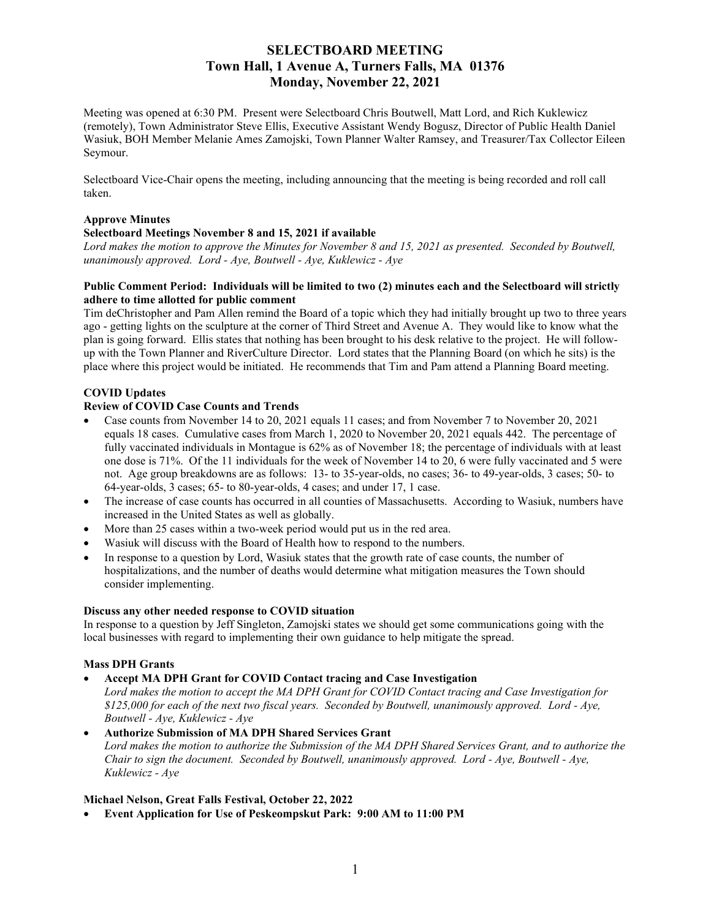# SELECTBOARD MEETING
## Town Hall, 1 Avenue A, Turners Falls, MA 01376
## Monday, November 22, 2021

Meeting was opened at 6:30 PM. Present were Selectboard Chris Boutwell, Matt Lord, and Rich Kuklewicz (remotely), Town Administrator Steve Ellis, Executive Assistant Wendy Bogusz, Director of Public Health Daniel Wasiuk, BOH Member Melanie Ames Zamojski, Town Planner Walter Ramsey, and Treasurer/Tax Collector Eileen Seymour.

Selectboard Vice-Chair opens the meeting, including announcing that the meeting is being recorded and roll call taken.

**Approve Minutes**

**Selectboard Meetings November 8 and 15, 2021 if available**

*Lord makes the motion to approve the Minutes for November 8 and 15, 2021 as presented. Seconded by Boutwell, unanimously approved. Lord - Aye, Boutwell - Aye, Kuklewicz - Aye*

**Public Comment Period: Individuals will be limited to two (2) minutes each and the Selectboard will strictly adhere to time allotted for public comment**

Tim deChristopher and Pam Allen remind the Board of a topic which they had initially brought up two to three years ago - getting lights on the sculpture at the corner of Third Street and Avenue A. They would like to know what the plan is going forward. Ellis states that nothing has been brought to his desk relative to the project. He will follow-up with the Town Planner and RiverCulture Director. Lord states that the Planning Board (on which he sits) is the place where this project would be initiated. He recommends that Tim and Pam attend a Planning Board meeting.

**COVID Updates**

**Review of COVID Case Counts and Trends**

- Case counts from November 14 to 20, 2021 equals 11 cases; and from November 7 to November 20, 2021 equals 18 cases. Cumulative cases from March 1, 2020 to November 20, 2021 equals 442. The percentage of fully vaccinated individuals in Montague is 62% as of November 18; the percentage of individuals with at least one dose is 71%. Of the 11 individuals for the week of November 14 to 20, 6 were fully vaccinated and 5 were not. Age group breakdowns are as follows: 13- to 35-year-olds, no cases; 36- to 49-year-olds, 3 cases; 50- to 64-year-olds, 3 cases; 65- to 80-year-olds, 4 cases; and under 17, 1 case.
- The increase of case counts has occurred in all counties of Massachusetts. According to Wasiuk, numbers have increased in the United States as well as globally.
- More than 25 cases within a two-week period would put us in the red area.
- Wasiuk will discuss with the Board of Health how to respond to the numbers.
- In response to a question by Lord, Wasiuk states that the growth rate of case counts, the number of hospitalizations, and the number of deaths would determine what mitigation measures the Town should consider implementing.

**Discuss any other needed response to COVID situation**

In response to a question by Jeff Singleton, Zamojski states we should get some communications going with the local businesses with regard to implementing their own guidance to help mitigate the spread.

**Mass DPH Grants**

- **Accept MA DPH Grant for COVID Contact tracing and Case Investigation**
  *Lord makes the motion to accept the MA DPH Grant for COVID Contact tracing and Case Investigation for $125,000 for each of the next two fiscal years. Seconded by Boutwell, unanimously approved. Lord - Aye, Boutwell - Aye, Kuklewicz - Aye*
- **Authorize Submission of MA DPH Shared Services Grant**
  *Lord makes the motion to authorize the Submission of the MA DPH Shared Services Grant, and to authorize the Chair to sign the document. Seconded by Boutwell, unanimously approved. Lord - Aye, Boutwell - Aye, Kuklewicz - Aye*

**Michael Nelson, Great Falls Festival, October 22, 2022**

- **Event Application for Use of Peskeompskut Park: 9:00 AM to 11:00 PM**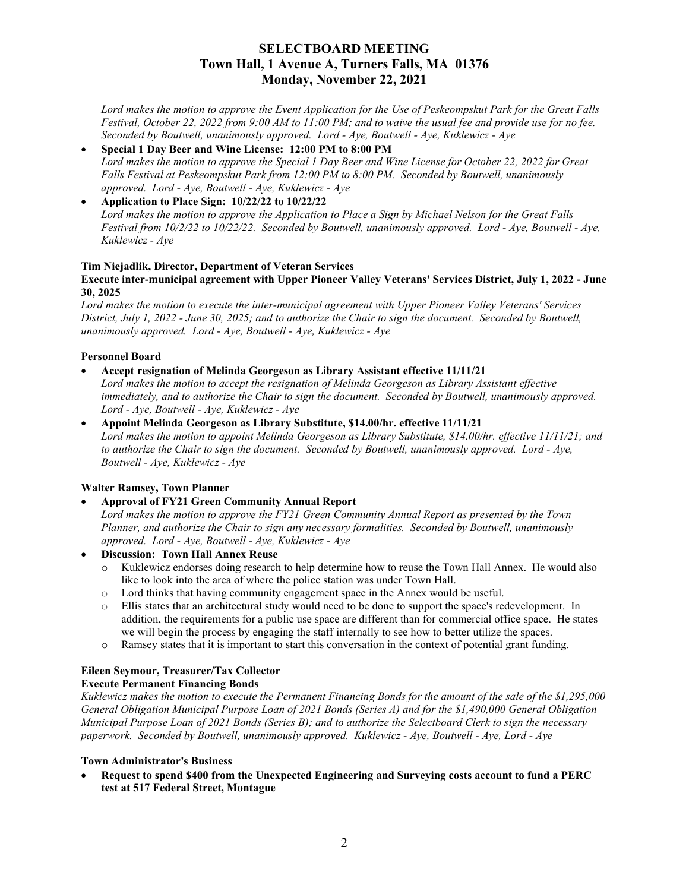# SELECTBOARD MEETING
# Town Hall, 1 Avenue A, Turners Falls, MA 01376
# Monday, November 22, 2021

*Lord makes the motion to approve the Event Application for the Use of Peskeompskut Park for the Great Falls Festival, October 22, 2022 from 9:00 AM to 11:00 PM; and to waive the usual fee and provide use for no fee. Seconded by Boutwell, unanimously approved. Lord - Aye, Boutwell - Aye, Kuklewicz - Aye*

- **Special 1 Day Beer and Wine License: 12:00 PM to 8:00 PM**
  *Lord makes the motion to approve the Special 1 Day Beer and Wine License for October 22, 2022 for Great Falls Festival at Peskeompskut Park from 12:00 PM to 8:00 PM. Seconded by Boutwell, unanimously approved. Lord - Aye, Boutwell - Aye, Kuklewicz - Aye*
- **Application to Place Sign: 10/22/22 to 10/22/22**
  *Lord makes the motion to approve the Application to Place a Sign by Michael Nelson for the Great Falls Festival from 10/2/22 to 10/22/22. Seconded by Boutwell, unanimously approved. Lord - Aye, Boutwell - Aye, Kuklewicz - Aye*

**Tim Niejadlik, Director, Department of Veteran Services**
**Execute inter-municipal agreement with Upper Pioneer Valley Veterans' Services District, July 1, 2022 - June 30, 2025**
*Lord makes the motion to execute the inter-municipal agreement with Upper Pioneer Valley Veterans' Services District, July 1, 2022 - June 30, 2025; and to authorize the Chair to sign the document. Seconded by Boutwell, unanimously approved. Lord - Aye, Boutwell - Aye, Kuklewicz - Aye*

**Personnel Board**

- **Accept resignation of Melinda Georgeson as Library Assistant effective 11/11/21**
  *Lord makes the motion to accept the resignation of Melinda Georgeson as Library Assistant effective immediately, and to authorize the Chair to sign the document. Seconded by Boutwell, unanimously approved. Lord - Aye, Boutwell - Aye, Kuklewicz - Aye*
- **Appoint Melinda Georgeson as Library Substitute, $14.00/hr. effective 11/11/21**
  *Lord makes the motion to appoint Melinda Georgeson as Library Substitute, $14.00/hr. effective 11/11/21; and to authorize the Chair to sign the document. Seconded by Boutwell, unanimously approved. Lord - Aye, Boutwell - Aye, Kuklewicz - Aye*

**Walter Ramsey, Town Planner**

- **Approval of FY21 Green Community Annual Report**
  *Lord makes the motion to approve the FY21 Green Community Annual Report as presented by the Town Planner, and authorize the Chair to sign any necessary formalities. Seconded by Boutwell, unanimously approved. Lord - Aye, Boutwell - Aye, Kuklewicz - Aye*
- **Discussion: Town Hall Annex Reuse**
  - Kuklewicz endorses doing research to help determine how to reuse the Town Hall Annex. He would also like to look into the area of where the police station was under Town Hall.
  - Lord thinks that having community engagement space in the Annex would be useful.
  - Ellis states that an architectural study would need to be done to support the space's redevelopment. In addition, the requirements for a public use space are different than for commercial office space. He states we will begin the process by engaging the staff internally to see how to better utilize the spaces.
  - Ramsey states that it is important to start this conversation in the context of potential grant funding.

**Eileen Seymour, Treasurer/Tax Collector**
**Execute Permanent Financing Bonds**
*Kuklewicz makes the motion to execute the Permanent Financing Bonds for the amount of the sale of the $1,295,000 General Obligation Municipal Purpose Loan of 2021 Bonds (Series A) and for the $1,490,000 General Obligation Municipal Purpose Loan of 2021 Bonds (Series B); and to authorize the Selectboard Clerk to sign the necessary paperwork. Seconded by Boutwell, unanimously approved. Kuklewicz - Aye, Boutwell - Aye, Lord - Aye*

**Town Administrator's Business**

- **Request to spend $400 from the Unexpected Engineering and Surveying costs account to fund a PERC test at 517 Federal Street, Montague**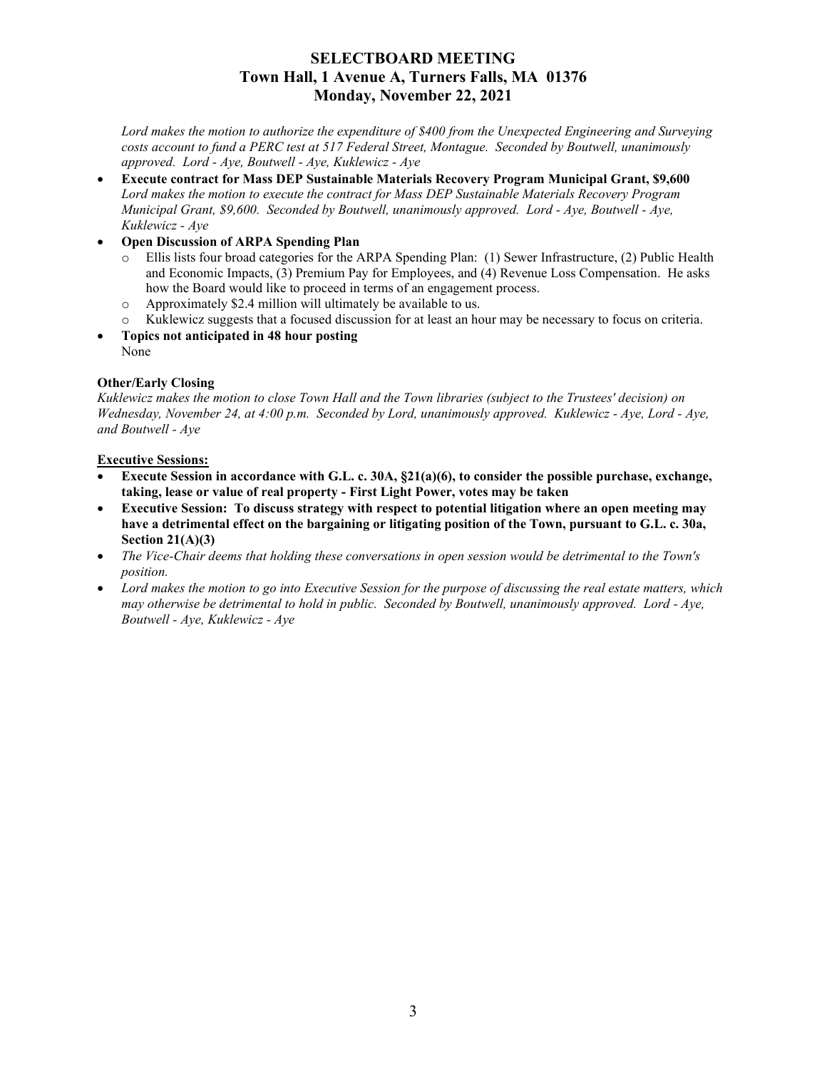*Lord makes the motion to authorize the expenditure of $400 from the Unexpected Engineering and Surveying costs account to fund a PERC test at 517 Federal Street, Montague. Seconded by Boutwell, unanimously approved. Lord - Aye, Boutwell - Aye, Kuklewicz - Aye*

- **Execute contract for Mass DEP Sustainable Materials Recovery Program Municipal Grant, $9,600**
  *Lord makes the motion to execute the contract for Mass DEP Sustainable Materials Recovery Program Municipal Grant, $9,600. Seconded by Boutwell, unanimously approved. Lord - Aye, Boutwell - Aye, Kuklewicz - Aye*
- **Open Discussion of ARPA Spending Plan**
  - Ellis lists four broad categories for the ARPA Spending Plan: (1) Sewer Infrastructure, (2) Public Health and Economic Impacts, (3) Premium Pay for Employees, and (4) Revenue Loss Compensation. He asks how the Board would like to proceed in terms of an engagement process.
  - Approximately $2.4 million will ultimately be available to us.
  - Kuklewicz suggests that a focused discussion for at least an hour may be necessary to focus on criteria.
- **Topics not anticipated in 48 hour posting**
  None

**Other/Early Closing**

*Kuklewicz makes the motion to close Town Hall and the Town libraries (subject to the Trustees' decision) on Wednesday, November 24, at 4:00 p.m. Seconded by Lord, unanimously approved. Kuklewicz - Aye, Lord - Aye, and Boutwell - Aye*

**Executive Sessions:**

- **Execute Session in accordance with G.L. c. 30A, §21(a)(6), to consider the possible purchase, exchange, taking, lease or value of real property - First Light Power, votes may be taken**
- **Executive Session: To discuss strategy with respect to potential litigation where an open meeting may have a detrimental effect on the bargaining or litigating position of the Town, pursuant to G.L. c. 30a, Section 21(A)(3)**
- *The Vice-Chair deems that holding these conversations in open session would be detrimental to the Town's position.*
- *Lord makes the motion to go into Executive Session for the purpose of discussing the real estate matters, which may otherwise be detrimental to hold in public. Seconded by Boutwell, unanimously approved. Lord - Aye, Boutwell - Aye, Kuklewicz - Aye*